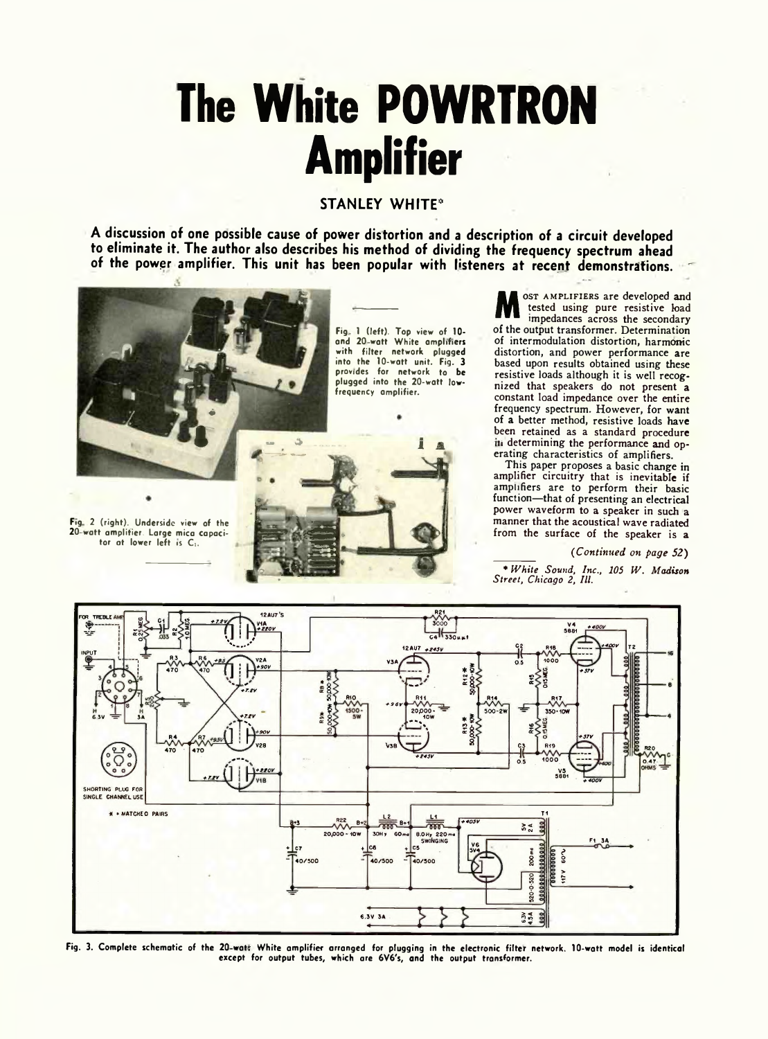# The White POWRTRON Amplifier

STANLEY WHITE*

**A discussion of one possible cause of power distortion and a description of a circuit developed to eliminate it. The author also describes his method of dividing the frequency spectrum ahead of the power amplifier. This unit has been popular with listeners at recent demonstrations.**

Fig. 1 (left). Top view of 10- and 20-watt White amplifiers with filter network plugged into the 10-watt unit. Fig. 3 provides for network to be plugged into the 20-watt low-frequency amplifier.

Fig. 2 (right). Underside view of the 20-watt amplifier. Large mica capacitor at lower left is $C_1$.

Most amplifiers are developed and tested using pure resistive load impedances across the secondary of the output transformer. Determination of intermodulation distortion, harmonic distortion, and power performance are based upon results obtained using these resistive loads although it is well recognized that speakers do not present a constant load impedance over the entire frequency spectrum. However, for want of a better method, resistive loads have been retained as a standard procedure in determining the performance and operating characteristics of amplifiers.

This paper proposes a basic change in amplifier circuitry that is inevitable if amplifiers are to perform their basic function—that of presenting an electrical power waveform to a speaker in such a manner that the acoustical wave radiated from the surface of the speaker is a

*(Continued on page 52)*

* *White Sound, Inc., 105 W. Madison Street, Chicago 2, Ill.*

Fig. 3. Complete schematic of the 20-watt White amplifier arranged for plugging in the electronic filter network. 10-watt model is identical except for output tubes, which are 6V6's, and the output transformer.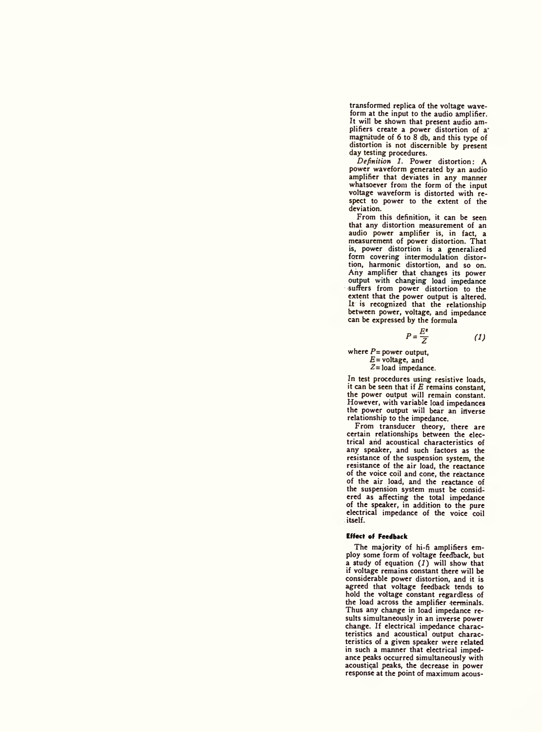transformed replica of the voltage waveform at the input to the audio amplifier. It will be shown that present audio amplifiers create a power distortion of a magnitude of 6 to 8 db, and this type of distortion is not discernible by present day testing procedures.

*Definition 1.* Power distortion: A power waveform generated by an audio amplifier that deviates in any manner whatsoever from the form of the input voltage waveform is distorted with respect to power to the extent of the deviation.

From this definition, it can be seen that any distortion measurement of an audio power amplifier is, in fact, a measurement of power distortion. That is, power distortion is a generalized form covering intermodulation distortion, harmonic distortion, and so on. Any amplifier that changes its power output with changing load impedance suffers from power distortion to the extent that the power output is altered. It is recognized that the relationship between power, voltage, and impedance can be expressed by the formula

$$P = \frac{E^2}{Z} \qquad (1)$$

where $P$ = power output,
$E$ = voltage, and
$Z$ = load impedance.

In test procedures using resistive loads, it can be seen that if $E$ remains constant, the power output will remain constant. However, with variable load impedances the power output will bear an inverse relationship to the impedance.

From transducer theory, there are certain relationships between the electrical and acoustical characteristics of any speaker, and such factors as the resistance of the suspension system, the resistance of the air load, the reactance of the voice coil and cone, the reactance of the air load, and the reactance of the suspension system must be considered as affecting the total impedance of the speaker, in addition to the pure electrical impedance of the voice coil itself.

**Effect of Feedback**

The majority of hi-fi amplifiers employ some form of voltage feedback, but a study of equation *(1)* will show that if voltage remains constant there will be considerable power distortion, and it is agreed that voltage feedback tends to hold the voltage constant regardless of the load across the amplifier terminals. Thus any change in load impedance results simultaneously in an inverse power change. If electrical impedance characteristics and acoustical output characteristics of a given speaker were related in such a manner that electrical impedance peaks occurred simultaneously with acoustical peaks, the decrease in power response at the point of maximum acous-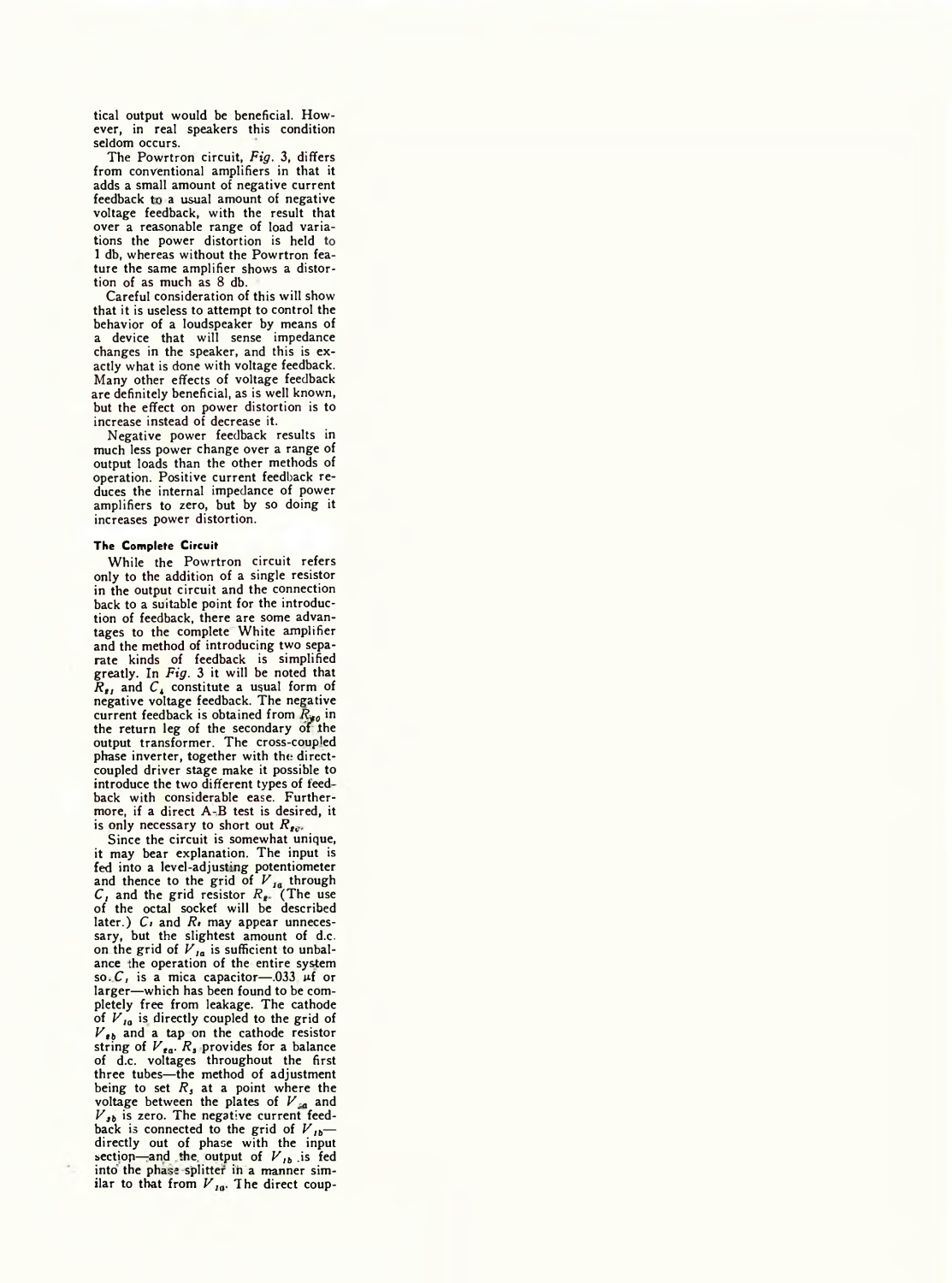tical output would be beneficial. However, in real speakers this condition seldom occurs.

The Powrtron circuit, *Fig.* 3, differs from conventional amplifiers in that it adds a small amount of negative current feedback to a usual amount of negative voltage feedback, with the result that over a reasonable range of load variations the power distortion is held to 1 db, whereas without the Powrtron feature the same amplifier shows a distortion of as much as 8 db.

Careful consideration of this will show that it is useless to attempt to control the behavior of a loudspeaker by means of a device that will sense impedance changes in the speaker, and this is exactly what is done with voltage feedback. Many other effects of voltage feedback are definitely beneficial, as is well known, but the effect on power distortion is to increase instead of decrease it.

Negative power feedback results in much less power change over a range of output loads than the other methods of operation. Positive current feedback reduces the internal impedance of power amplifiers to zero, but by so doing it increases power distortion.

#### The Complete Circuit

While the Powrtron circuit refers only to the addition of a single resistor in the output circuit and the connection back to a suitable point for the introduction of feedback, there are some advantages to the complete White amplifier and the method of introducing two separate kinds of feedback is simplified greatly. In *Fig.* 3 it will be noted that $R_{g1}$ and $C_4$ constitute a usual form of negative voltage feedback. The negative current feedback is obtained from $R_{g0}$ in the return leg of the secondary of the output transformer. The cross-coupled phase inverter, together with the direct-coupled driver stage make it possible to introduce the two different types of feedback with considerable ease. Furthermore, if a direct A-B test is desired, it is only necessary to short out $R_{g0}$.

Since the circuit is somewhat unique, it may bear explanation. The input is fed into a level-adjusting potentiometer and thence to the grid of $V_{1a}$ through $C_1$ and the grid resistor $R_g$. (The use of the octal socket will be described later.) $C_1$ and $R_1$ may appear unnecessary, but the slightest amount of d.c. on the grid of $V_{1a}$ is sufficient to unbalance the operation of the entire system so $C_1$ is a mica capacitor—.033 µf or larger—which has been found to be completely free from leakage. The cathode of $V_{1a}$ is directly coupled to the grid of $V_{2b}$ and a tap on the cathode resistor string of $V_{2a}$. $R_3$ provides for a balance of d.c. voltages throughout the first three tubes—the method of adjustment being to set $R_3$ at a point where the voltage between the plates of $V_{3a}$ and $V_{3b}$ is zero. The negative current feedback is connected to the grid of $V_{1b}$—directly out of phase with the input section—and the output of $V_{1b}$ is fed into the phase splitter in a manner similar to that from $V_{1a}$. The direct coup-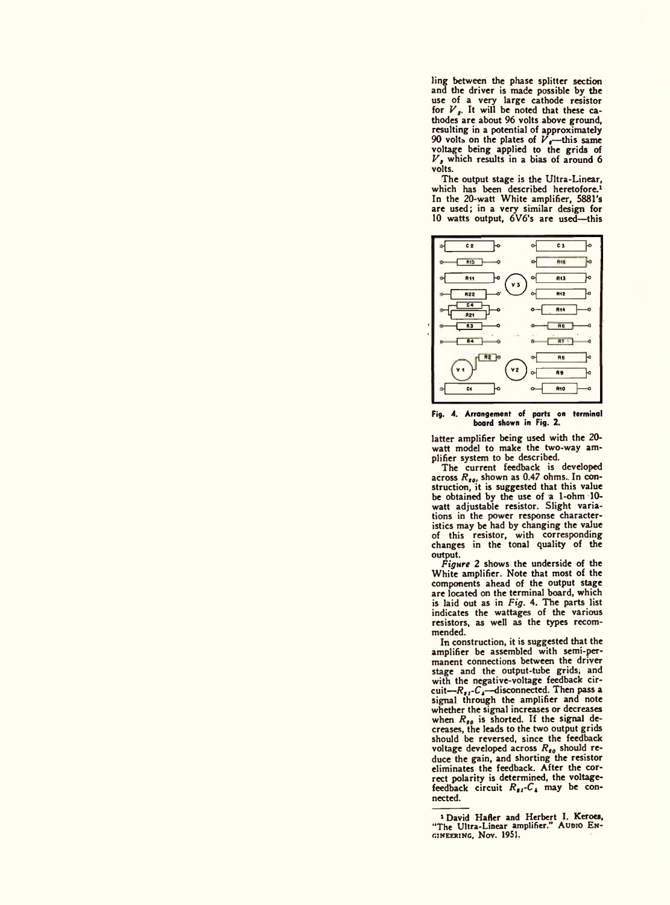ling between the phase splitter section and the driver is made possible by the use of a very large cathode resistor for $V_3$. It will be noted that these cathodes are about 96 volts above ground, resulting in a potential of approximately 90 volts on the plates of $V_2$—this same voltage being applied to the grids of $V_3$ which results in a bias of around 6 volts.

The output stage is the Ultra-Linear, which has been described heretofore.[1] In the 20-watt White amplifier, 5881's are used; in a very similar design for 10 watts output, 6V6's are used—this latter amplifier being used with the 20-watt model to make the two-way amplifier system to be described.

Fig. 4. Arrangement of parts on terminal board shown in Fig. 2.

The current feedback is developed across $R_{20}$, shown as 0.47 ohms. In construction, it is suggested that this value be obtained by the use of a 1-ohm 10-watt adjustable resistor. Slight variations in the power response characteristics may be had by changing the value of this resistor, with corresponding changes in the tonal quality of the output.

*Figure 2* shows the underside of the White amplifier. Note that most of the components ahead of the output stage are located on the terminal board, which is laid out as in *Fig.* 4. The parts list indicates the wattages of the various resistors, as well as the types recommended.

In construction, it is suggested that the amplifier be assembled with semi-permanent connections between the driver stage and the output-tube grids; and with the negative-voltage feedback circuit—$R_{21}$-$C_4$—disconnected. Then pass a signal through the amplifier and note whether the signal increases or decreases when $R_{20}$ is shorted. If the signal decreases, the leads to the two output grids should be reversed, since the feedback voltage developed across $R_{20}$ should reduce the gain, and shorting the resistor eliminates the feedback. After the correct polarity is determined, the voltage-feedback circuit $R_{21}$-$C_4$ may be connected.

---

[1] David Hafler and Herbert I. Keroes, "The Ultra-Linear amplifier." AUDIO ENGINEERING, Nov. 1951.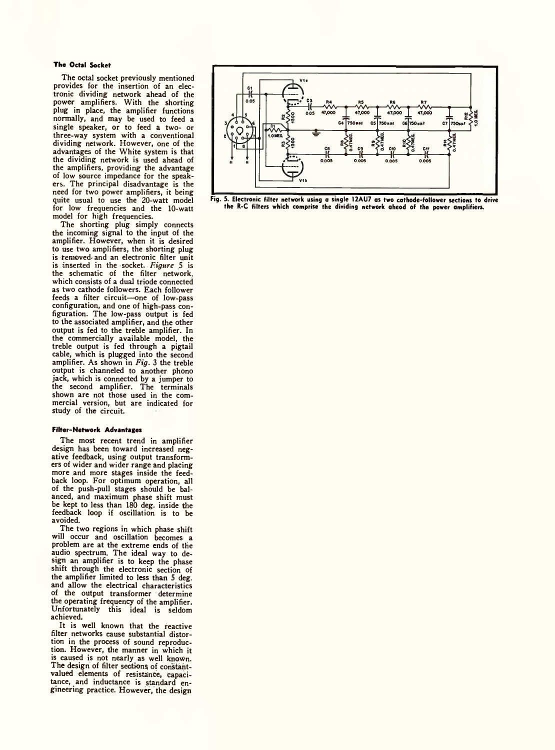### The Octal Socket

The octal socket previously mentioned provides for the insertion of an electronic dividing network ahead of the power amplifiers. With the shorting plug in place, the amplifier functions normally, and may be used to feed a single speaker, or to feed a two- or three-way system with a conventional dividing network. However, one of the advantages of the White system is that the dividing network is used ahead of the amplifiers, providing the advantage of low source impedance for the speakers. The principal disadvantage is the need for two power amplifiers, it being quite usual to use the 20-watt model for low frequencies and the 10-watt model for high frequencies.

The shorting plug simply connects the incoming signal to the input of the amplifier. However, when it is desired to use two amplifiers, the shorting plug is removed and an electronic filter unit is inserted in the socket. *Figure* 5 is the schematic of the filter network, which consists of a dual triode connected as two cathode followers. Each follower feeds a filter circuit—one of low-pass configuration, and one of high-pass configuration. The low-pass output is fed to the associated amplifier, and the other output is fed to the treble amplifier. In the commercially available model, the treble output is fed through a pigtail cable, which is plugged into the second amplifier. As shown in *Fig*. 3 the treble output is channeled to another phono jack, which is connected by a jumper to the second amplifier. The terminals shown are not those used in the commercial version, but are indicated for study of the circuit.

Fig. 5. Electronic filter network using a single 12AU7 as two cathode-follower sections to drive the R-C filters which comprise the dividing network ahead of the power amplifiers.

### Filter-Network Advantages

The most recent trend in amplifier design has been toward increased negative feedback, using output transformers of wider and wider range and placing more and more stages inside the feedback loop. For optimum operation, all of the push-pull stages should be balanced, and maximum phase shift must be kept to less than 180 deg. inside the feedback loop if oscillation is to be avoided.

The two regions in which phase shift will occur and oscillation becomes a problem are at the extreme ends of the audio spectrum. The ideal way to design an amplifier is to keep the phase shift through the electronic section of the amplifier limited to less than 5 deg. and allow the electrical characteristics of the output transformer determine the operating frequency of the amplifier. Unfortunately this ideal is seldom achieved.

It is well known that the reactive filter networks cause substantial distortion in the process of sound reproduction. However, the manner in which it is caused is not nearly as well known. The design of filter sections of constant-valued elements of resistance, capacitance, and inductance is standard engineering practice. However, the design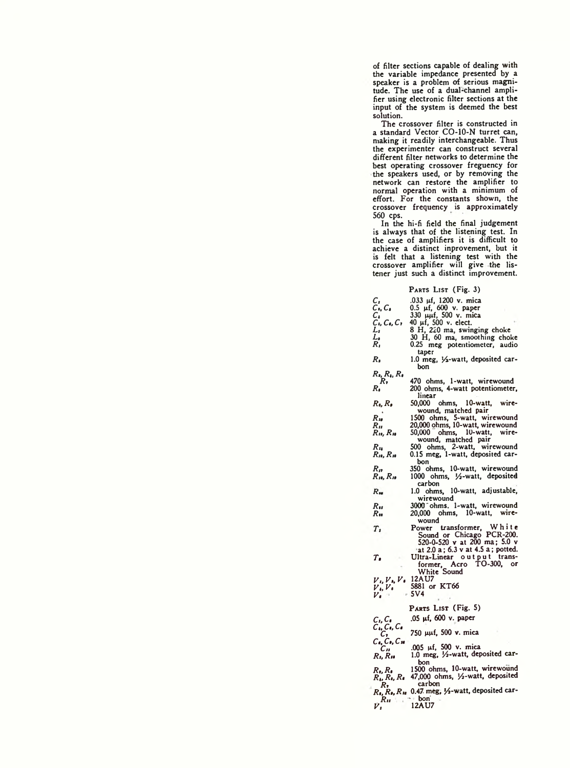of filter sections capable of dealing with the variable impedance presented by a speaker is a problem of serious magnitude. The use of a dual-channel amplifier using electronic filter sections at the input of the system is deemed the best solution.

The crossover filter is constructed in a standard Vector CO-10-N turret can, making it readily interchangeable. Thus the experimenter can construct several different filter networks to determine the best operating crossover freguency for the speakers used, or by removing the network can restore the amplifier to normal operation with a minimum of effort. For the constants shown, the crossover frequency is approximately 560 cps.

In the hi-fi field the final judgement is always that of the listening test. In the case of amplifiers it is difficult to achieve a distinct inprovement, but it is felt that a listening test with the crossover amplifier will give the listener just such a distinct improvement.

PARTS LIST (Fig. 3)

| | |
|---|---|
| $C_1$ | .033 µf, 1200 v. mica |
| $C_2, C_3$ | 0.5 µf, 600 v. paper |
| $C_4$ | 330 µµf, 500 v. mica |
| $C_5, C_6, C_7$ | 40 µf, 500 v. elect. |
| $L_1$ | 8 H, 220 ma, swinging choke |
| $L_2$ | 30 H, 60 ma, smoothing choke |
| $R_1$ | 0.25 meg potentiometer, audio taper |
| $R_2$ | 1.0 meg, ½-watt, deposited carbon |
| $R_3, R_4, R_5$ $R_7$ | 470 ohms, 1-watt, wirewound |
| $R_6$ | 200 ohms, 4-watt potentiometer, linear |
| $R_8, R_9$ | 50,000 ohms, 10-watt, wirewound, matched pair |
| $R_{10}$ | 1500 ohms, 5-watt, wirewound |
| $R_{11}$ | 20,000 ohms, 10-watt, wirewound |
| $R_{12}, R_{13}$ | 50,000 ohms, 10-watt, wirewound, matched pair |
| $R_{14}$ | 500 ohms, 2-watt, wirewound |
| $R_{15}, R_{16}$ | 0.15 meg, 1-watt, deposited carbon |
| $R_{17}$ | 350 ohms, 10-watt, wirewound |
| $R_{18}, R_{19}$ | 1000 ohms, ½-watt, deposited carbon |
| $R_{20}$ | 1.0 ohms, 10-watt, adjustable, wirewound |
| $R_{21}$ | 3000 ohms. 1-watt, wirewound |
| $R_{22}$ | 20,000 ohms, 10-watt, wirewound |
| $T_1$ | Power transformer, White Sound or Chicago PCR-200. 520-0-520 v at 200 ma; 5.0 v at 2.0 a; 6.3 v at 4.5 a; potted. |
| $T_2$ | Ultra-Linear output transformer, Acro TO-300, or White Sound |
| $V_1, V_2, V_3$ | 12AU7 |
| $V_4, V_5$ | 5881 or KT66 |
| $V_6$ | 5V4 |

PARTS LIST (Fig. 5)

| | |
|---|---|
| $C_1, C_2$ | .05 µf, 600 v. paper |
| $C_3, C_4, C_5$ $C_7$ | 750 µµf, 500 v. mica |
| $C_6, C_8, C_{10}$ $C_{11}$ | .005 µf, 500 v. mica |
| $R_1, R_{10}$ | 1.0 meg, ½-watt, deposited carbon |
| $R_2, R_3$ | 1500 ohms, 10-watt, wirewound |
| $R_4, R_5, R_6$ $R_7$ | 47,000 ohms, ½-watt, deposited carbon |
| $R_8, R_9, R_{10}$ $R_{11}$ | 0.47 meg, ½-watt, deposited carbon |
| $V_1$ | 12AU7 |